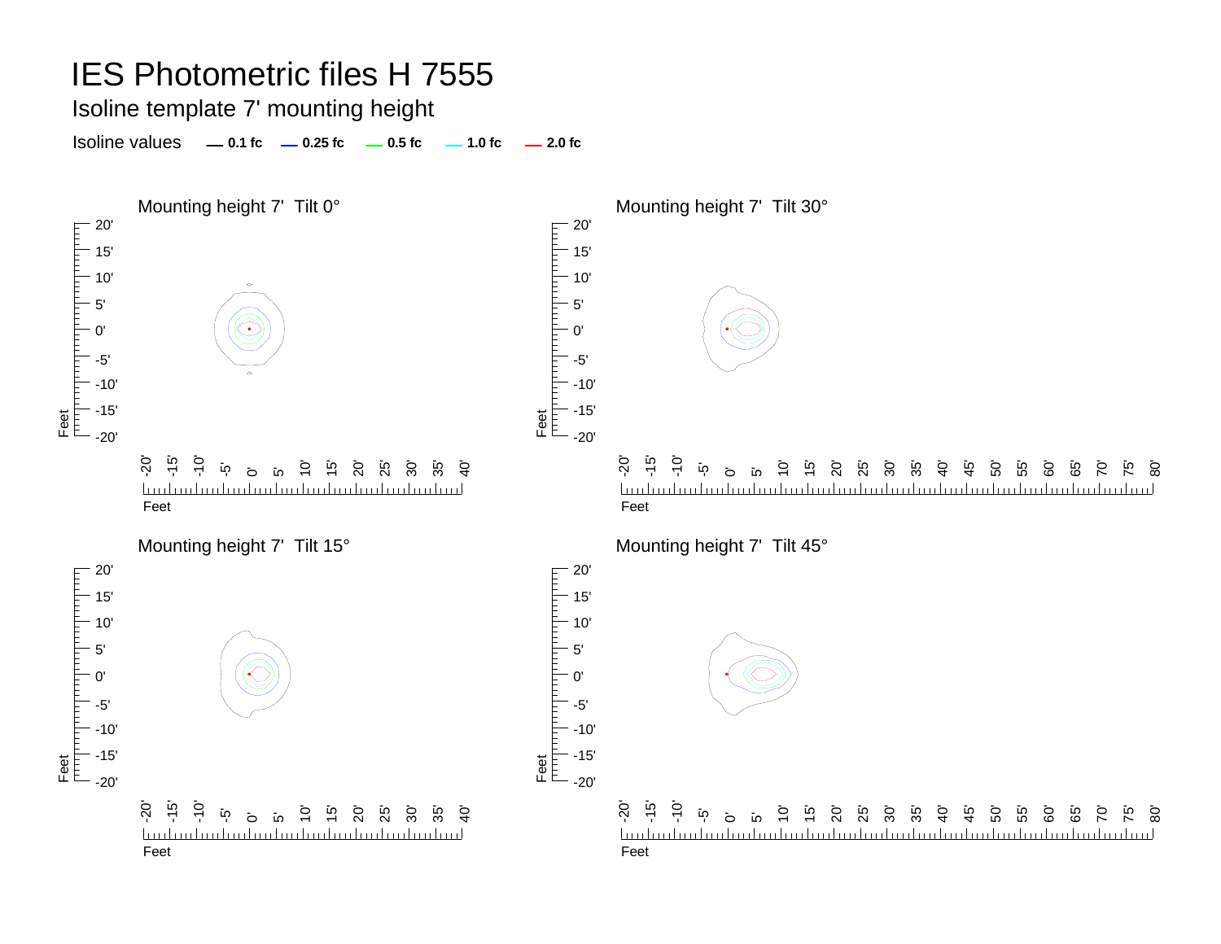# IES Photometric files H 7555

## Isoline template 7' mounting height

Isoline values — 0.1 fc — 0.25 fc — 0.5 fc — 1.0 fc — 2.0 fc

### Mounting height 7'  Tilt 0°

Feet: 20', 15', 10', 5', 0', -5', -10', -15', -20'

Feet: -20', -15', -10', -5', 0', 5', 10', 15', 20', 25', 30', 35', 40'

### Mounting height 7'  Tilt 30°

Feet: 20', 15', 10', 5', 0', -5', -10', -15', -20'

Feet: -20', -15', -10', -5', 0', 5', 10', 15', 20', 25', 30', 35', 40', 45', 50', 55', 60', 65', 70', 75', 80'

### Mounting height 7'  Tilt 15°

Feet: 20', 15', 10', 5', 0', -5', -10', -15', -20'

Feet: -20', -15', -10', -5', 0', 5', 10', 15', 20', 25', 30', 35', 40'

### Mounting height 7'  Tilt 45°

Feet: 20', 15', 10', 5', 0', -5', -10', -15', -20'

Feet: -20', -15', -10', -5', 0', 5', 10', 15', 20', 25', 30', 35', 40', 45', 50', 55', 60', 65', 70', 75', 80'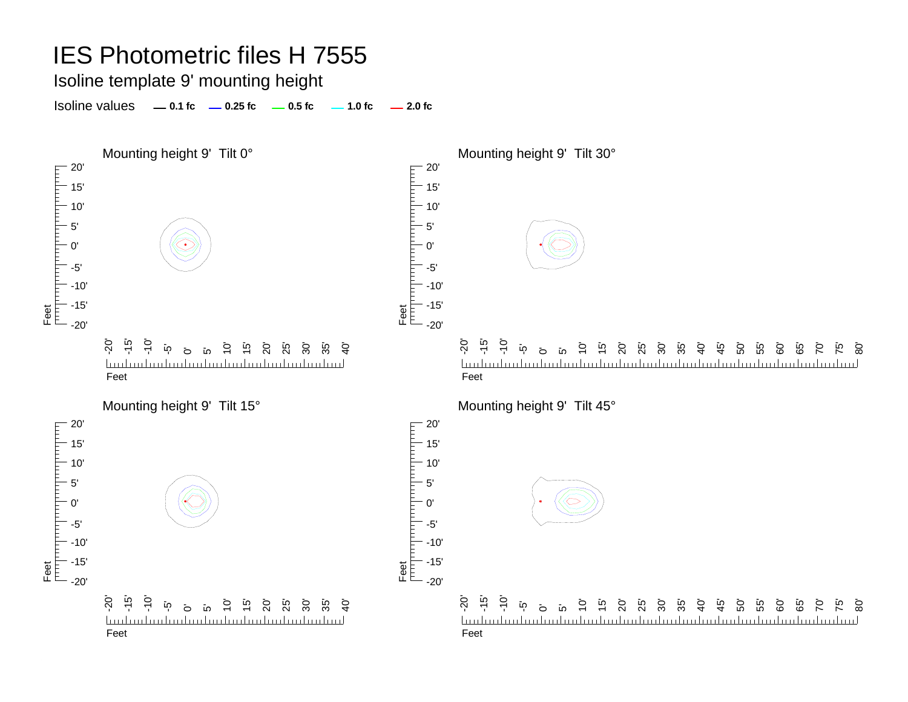# IES Photometric files H 7555

Isoline template 9' mounting height

Isoline values — 0.1 fc — 0.25 fc — 0.5 fc — 1.0 fc — 2.0 fc

Mounting height 9' Tilt 0°

Mounting height 9' Tilt 30°

Mounting height 9' Tilt 15°

Mounting height 9' Tilt 45°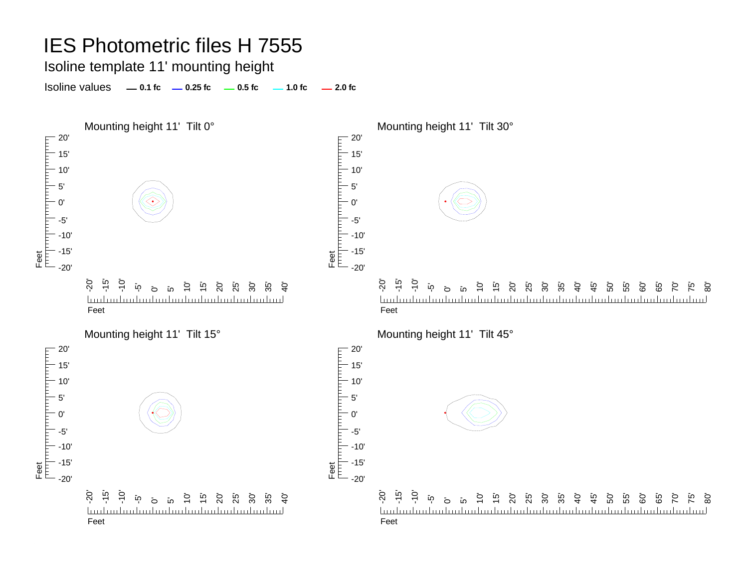# IES Photometric files H 7555

## Isoline template 11' mounting height

Isoline values — 0.1 fc — 0.25 fc — 0.5 fc — 1.0 fc — 2.0 fc

### Mounting height 11'  Tilt 0°

Feet: 20', 15', 10', 5', 0', -5', -10', -15', -20'

Feet: -20', -15', -10', -5', 0', 5', 10', 15', 20', 25', 30', 35', 40'

### Mounting height 11'  Tilt 30°

Feet: 20', 15', 10', 5', 0', -5', -10', -15', -20'

Feet: -20', -15', -10', -5', 0', 5', 10', 15', 20', 25', 30', 35', 40', 45', 50', 55', 60', 65', 70', 75', 80'

### Mounting height 11'  Tilt 15°

Feet: 20', 15', 10', 5', 0', -5', -10', -15', -20'

Feet: -20', -15', -10', -5', 0', 5', 10', 15', 20', 25', 30', 35', 40'

### Mounting height 11'  Tilt 45°

Feet: 20', 15', 10', 5', 0', -5', -10', -15', -20'

Feet: -20', -15', -10', -5', 0', 5', 10', 15', 20', 25', 30', 35', 40', 45', 50', 55', 60', 65', 70', 75', 80'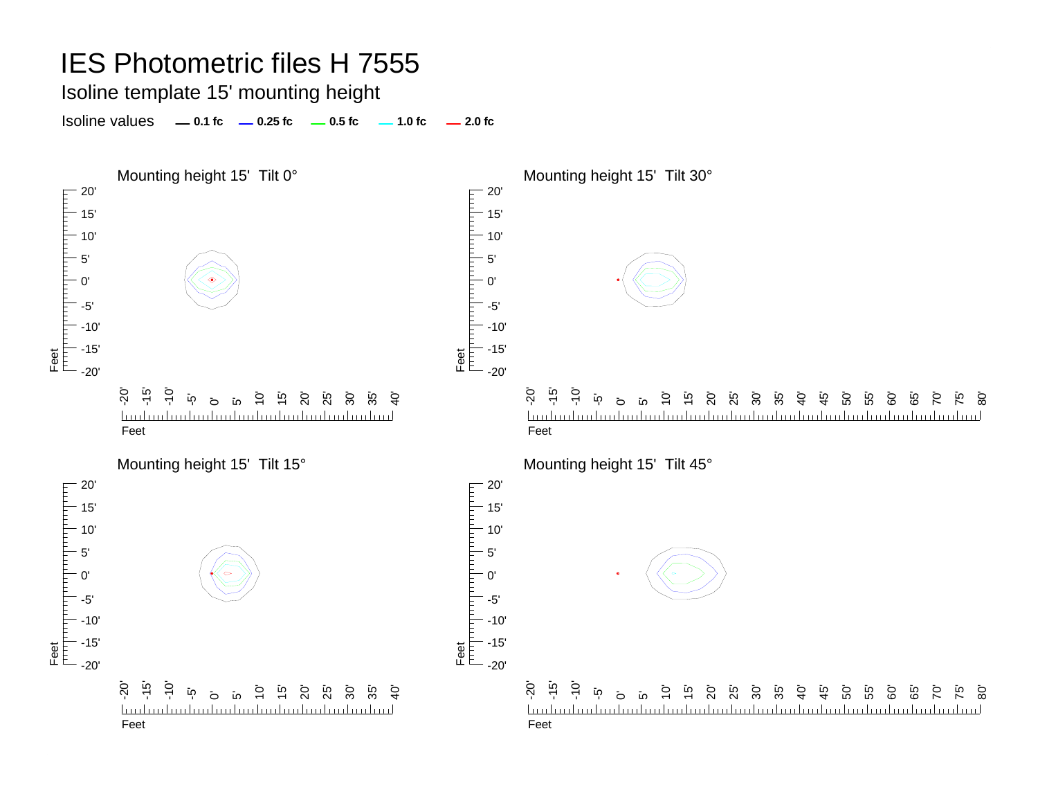# IES Photometric files H 7555

## Isoline template 15' mounting height

Isoline values — 0.1 fc — 0.25 fc — 0.5 fc — 1.0 fc — 2.0 fc

### Mounting height 15' Tilt 0°

### Mounting height 15' Tilt 30°

### Mounting height 15' Tilt 15°

### Mounting height 15' Tilt 45°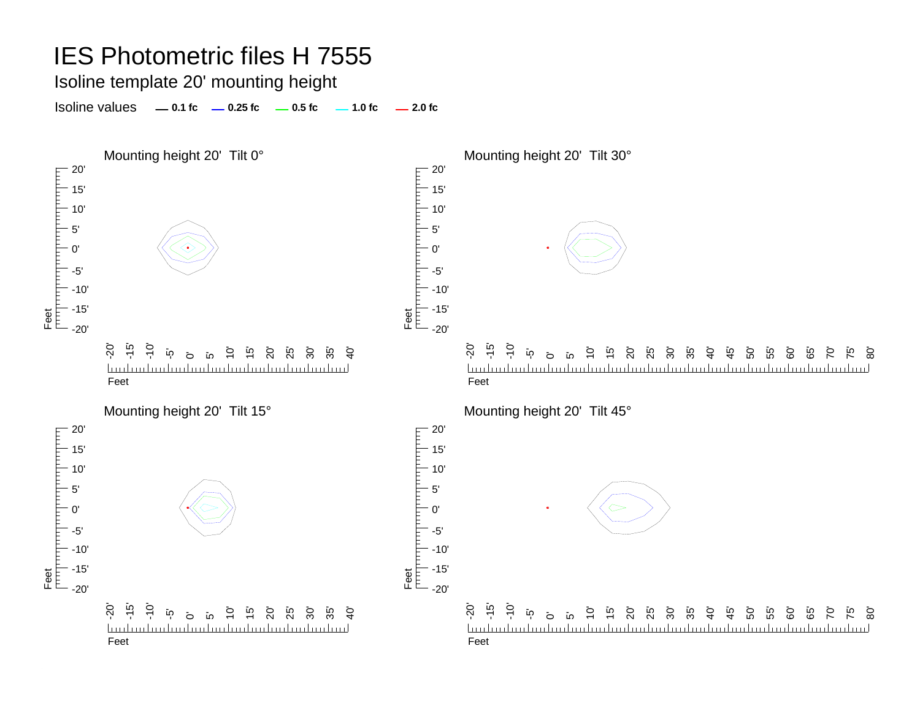# IES Photometric files H 7555

Isoline template 20' mounting height

Isoline values — 0.1 fc — 0.25 fc — 0.5 fc — 1.0 fc — 2.0 fc

Mounting height 20' Tilt 0°

Mounting height 20' Tilt 30°

Mounting height 20' Tilt 15°

Mounting height 20' Tilt 45°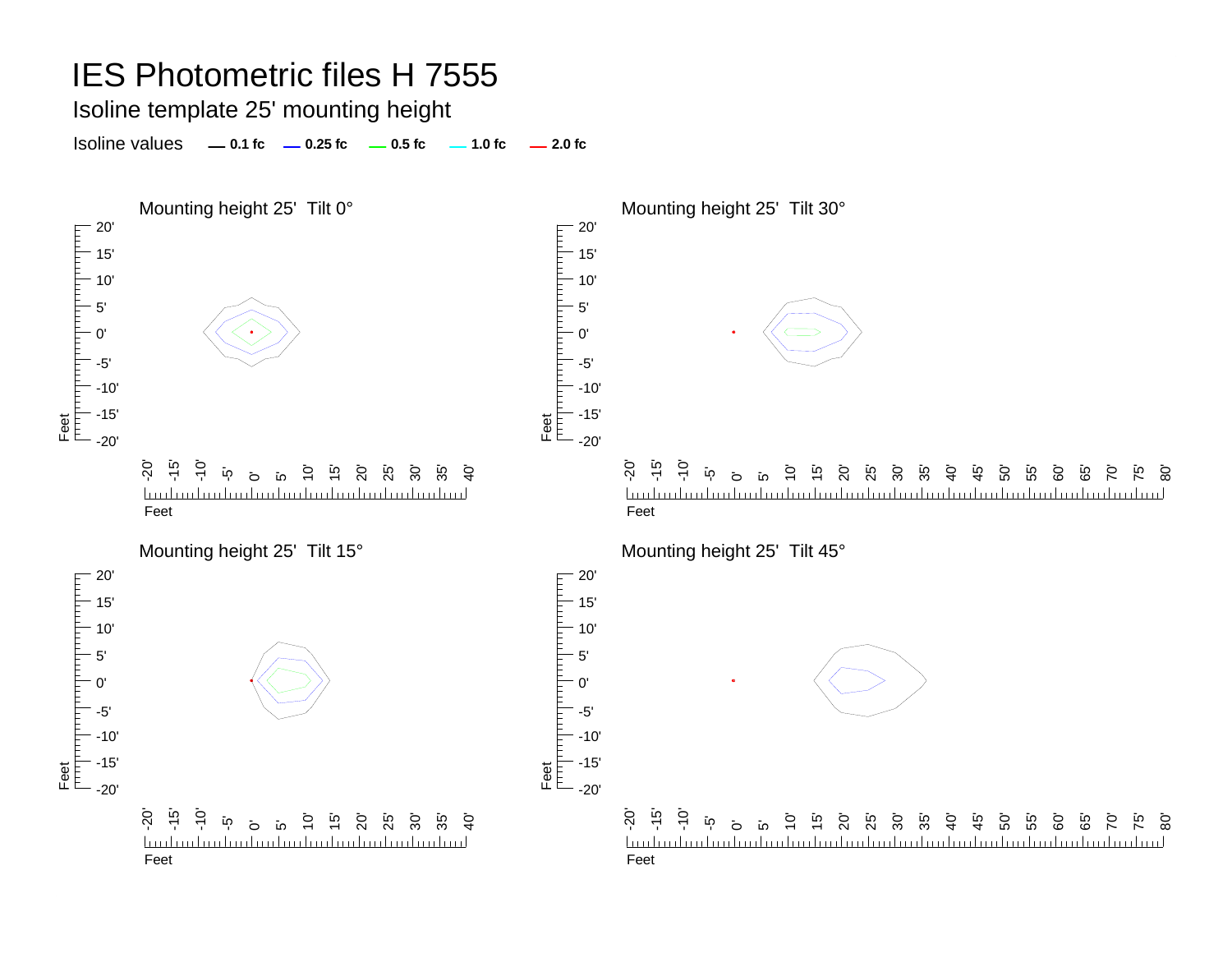# IES Photometric files H 7555

## Isoline template 25' mounting height

Isoline values — 0.1 fc — 0.25 fc — 0.5 fc — 1.0 fc — 2.0 fc

### Mounting height 25' Tilt 0°

### Mounting height 25' Tilt 30°

### Mounting height 25' Tilt 15°

### Mounting height 25' Tilt 45°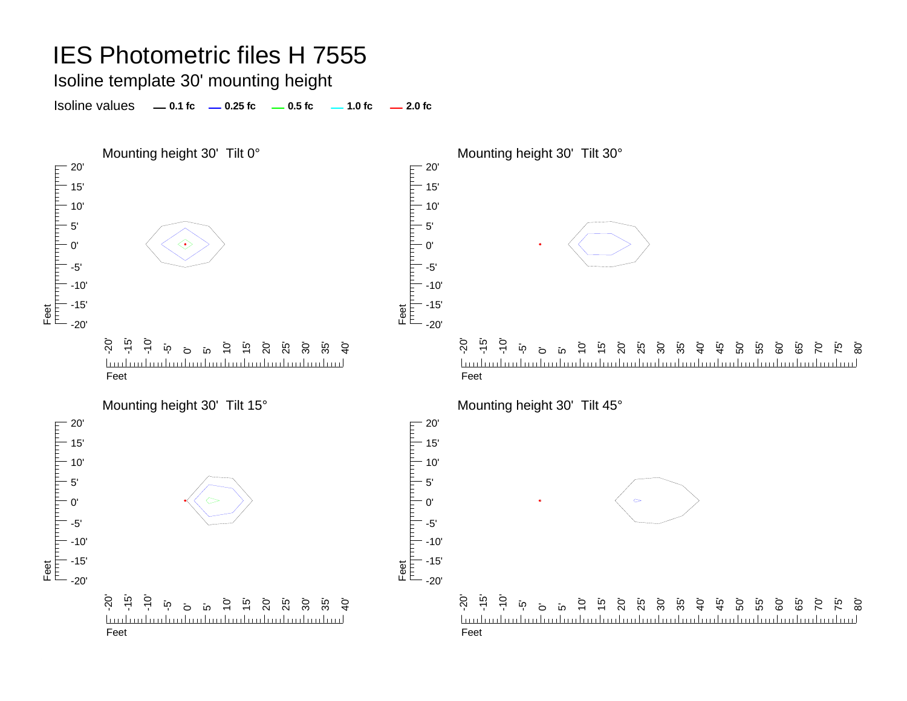# IES Photometric files H 7555

## Isoline template 30' mounting height

Isoline values 0.1 fc 0.25 fc 0.5 fc 1.0 fc 2.0 fc

### Mounting height 30' Tilt 0°

20'
15'
10'
5'
0'
-5'
-10'
-15'
-20'
Feet

-20' -15' -10' -5' 0' 5' 10' 15' 20' 25' 30' 35' 40'
Feet

### Mounting height 30' Tilt 30°

20'
15'
10'
5'
0'
-5'
-10'
-15'
-20'
Feet

-20' -15' -10' -5' 0' 5' 10' 15' 20' 25' 30' 35' 40' 45' 50' 55' 60' 65' 70' 75' 80'
Feet

### Mounting height 30' Tilt 15°

20'
15'
10'
5'
0'
-5'
-10'
-15'
-20'
Feet

-20' -15' -10' -5' 0' 5' 10' 15' 20' 25' 30' 35' 40'
Feet

### Mounting height 30' Tilt 45°

20'
15'
10'
5'
0'
-5'
-10'
-15'
-20'
Feet

-20' -15' -10' -5' 0' 5' 10' 15' 20' 25' 30' 35' 40' 45' 50' 55' 60' 65' 70' 75' 80'
Feet